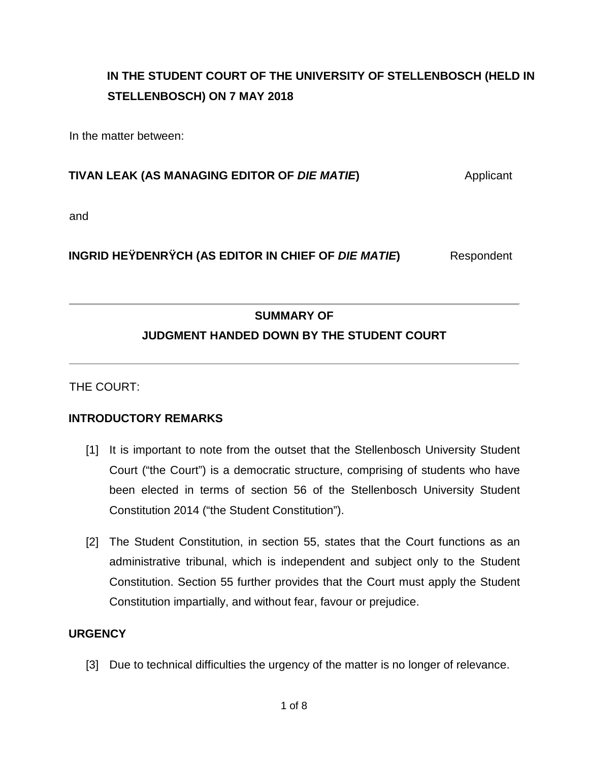**IN THE STUDENT COURT OF THE UNIVERSITY OF STELLENBOSCH (HELD IN STELLENBOSCH) ON 7 MAY 2018**

In the matter between:

**TIVAN LEAK (AS MANAGING EDITOR OF *DIE MATIE*)** Applicant

and

**INGRID HEŸDENRŸCH (AS EDITOR IN CHIEF OF *DIE MATIE*)** Respondent

---

**SUMMARY OF**
**JUDGMENT HANDED DOWN BY THE STUDENT COURT**

---

THE COURT:

**INTRODUCTORY REMARKS**

[1] It is important to note from the outset that the Stellenbosch University Student Court ("the Court") is a democratic structure, comprising of students who have been elected in terms of section 56 of the Stellenbosch University Student Constitution 2014 ("the Student Constitution").

[2] The Student Constitution, in section 55, states that the Court functions as an administrative tribunal, which is independent and subject only to the Student Constitution. Section 55 further provides that the Court must apply the Student Constitution impartially, and without fear, favour or prejudice.

**URGENCY**

[3] Due to technical difficulties the urgency of the matter is no longer of relevance.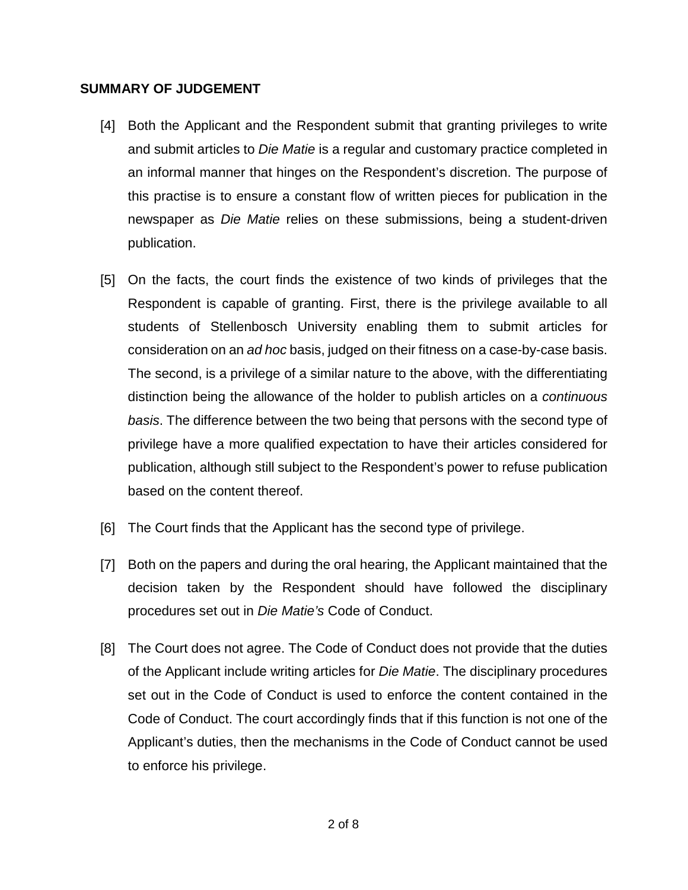**SUMMARY OF JUDGEMENT**

[4] Both the Applicant and the Respondent submit that granting privileges to write and submit articles to *Die Matie* is a regular and customary practice completed in an informal manner that hinges on the Respondent's discretion. The purpose of this practise is to ensure a constant flow of written pieces for publication in the newspaper as *Die Matie* relies on these submissions, being a student-driven publication.

[5] On the facts, the court finds the existence of two kinds of privileges that the Respondent is capable of granting. First, there is the privilege available to all students of Stellenbosch University enabling them to submit articles for consideration on an *ad hoc* basis, judged on their fitness on a case-by-case basis. The second, is a privilege of a similar nature to the above, with the differentiating distinction being the allowance of the holder to publish articles on a *continuous basis*. The difference between the two being that persons with the second type of privilege have a more qualified expectation to have their articles considered for publication, although still subject to the Respondent's power to refuse publication based on the content thereof.

[6] The Court finds that the Applicant has the second type of privilege.

[7] Both on the papers and during the oral hearing, the Applicant maintained that the decision taken by the Respondent should have followed the disciplinary procedures set out in *Die Matie's* Code of Conduct.

[8] The Court does not agree. The Code of Conduct does not provide that the duties of the Applicant include writing articles for *Die Matie*. The disciplinary procedures set out in the Code of Conduct is used to enforce the content contained in the Code of Conduct. The court accordingly finds that if this function is not one of the Applicant's duties, then the mechanisms in the Code of Conduct cannot be used to enforce his privilege.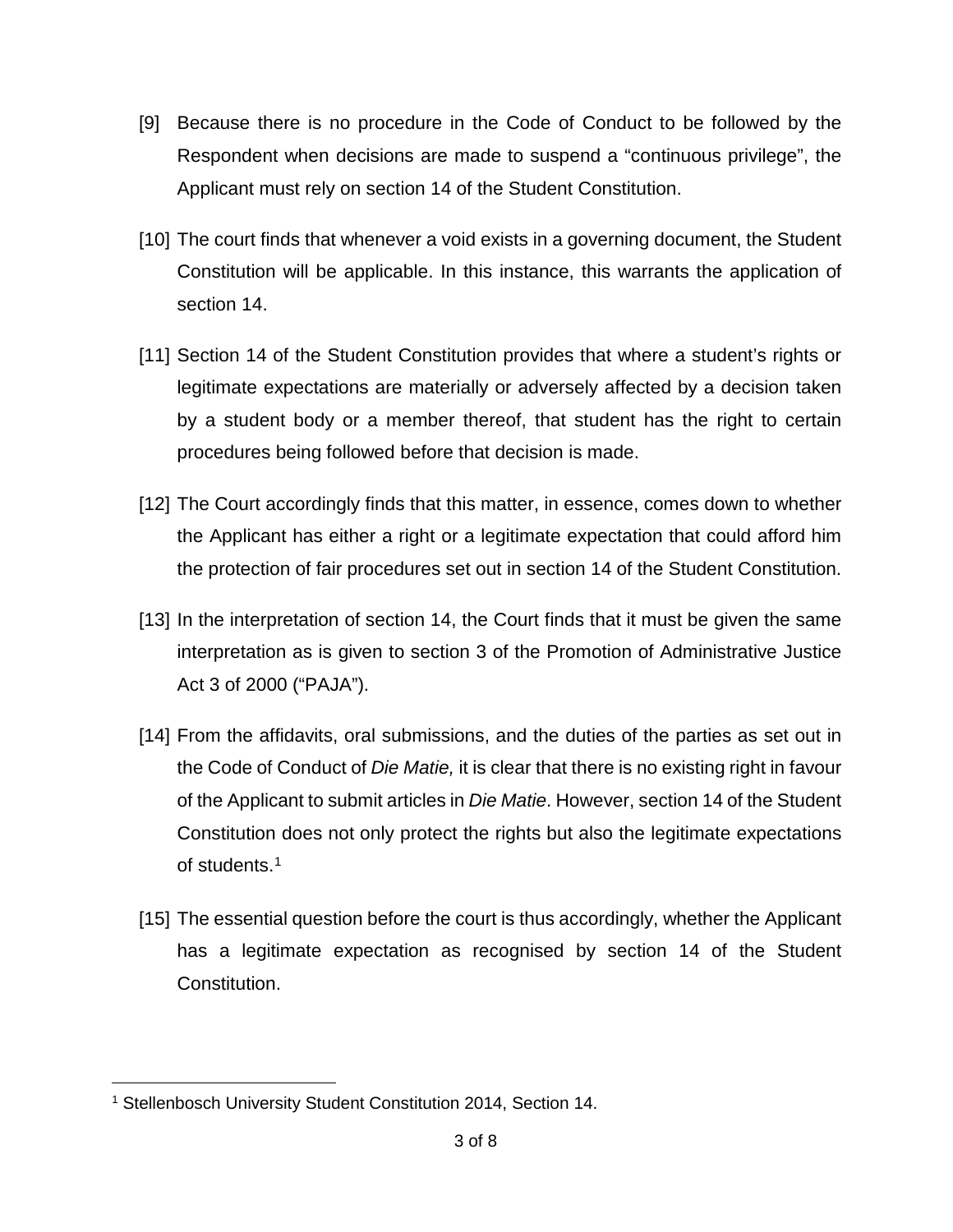[9] Because there is no procedure in the Code of Conduct to be followed by the Respondent when decisions are made to suspend a "continuous privilege", the Applicant must rely on section 14 of the Student Constitution.

[10] The court finds that whenever a void exists in a governing document, the Student Constitution will be applicable. In this instance, this warrants the application of section 14.

[11] Section 14 of the Student Constitution provides that where a student's rights or legitimate expectations are materially or adversely affected by a decision taken by a student body or a member thereof, that student has the right to certain procedures being followed before that decision is made.

[12] The Court accordingly finds that this matter, in essence, comes down to whether the Applicant has either a right or a legitimate expectation that could afford him the protection of fair procedures set out in section 14 of the Student Constitution.

[13] In the interpretation of section 14, the Court finds that it must be given the same interpretation as is given to section 3 of the Promotion of Administrative Justice Act 3 of 2000 ("PAJA").

[14] From the affidavits, oral submissions, and the duties of the parties as set out in the Code of Conduct of *Die Matie,* it is clear that there is no existing right in favour of the Applicant to submit articles in *Die Matie*. However, section 14 of the Student Constitution does not only protect the rights but also the legitimate expectations of students.[1]

[15] The essential question before the court is thus accordingly, whether the Applicant has a legitimate expectation as recognised by section 14 of the Student Constitution.

[1] Stellenbosch University Student Constitution 2014, Section 14.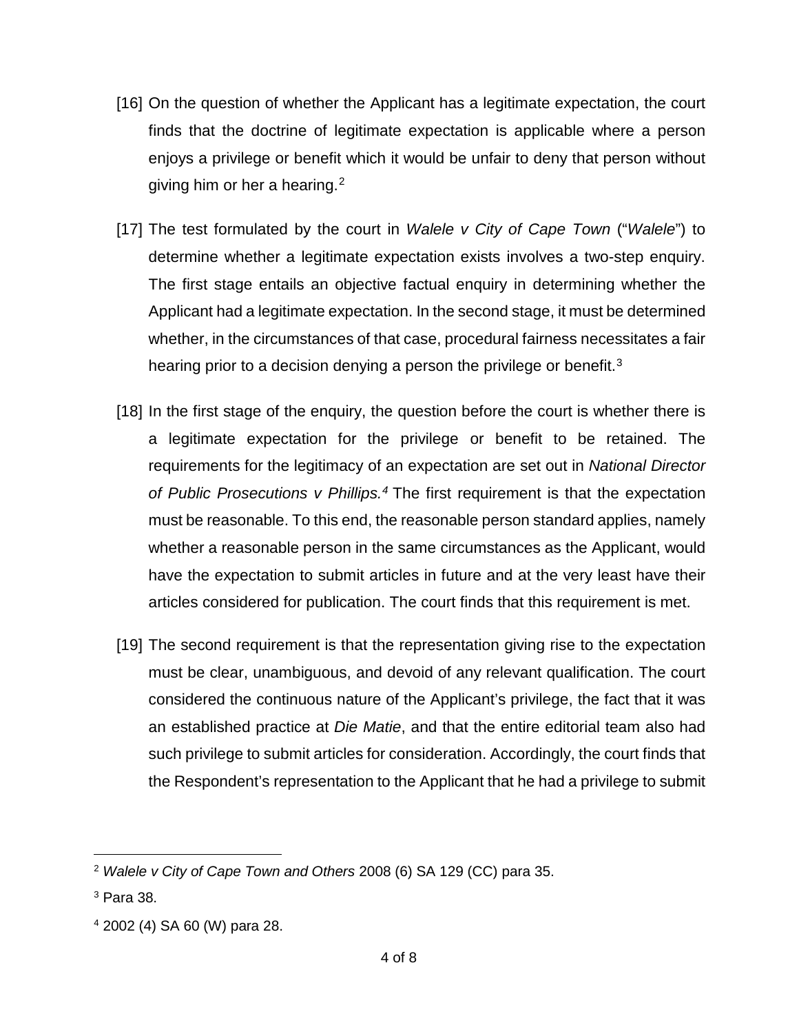[16] On the question of whether the Applicant has a legitimate expectation, the court finds that the doctrine of legitimate expectation is applicable where a person enjoys a privilege or benefit which it would be unfair to deny that person without giving him or her a hearing.[2]

[17] The test formulated by the court in *Walele v City of Cape Town* ("*Walele*") to determine whether a legitimate expectation exists involves a two-step enquiry. The first stage entails an objective factual enquiry in determining whether the Applicant had a legitimate expectation. In the second stage, it must be determined whether, in the circumstances of that case, procedural fairness necessitates a fair hearing prior to a decision denying a person the privilege or benefit.[3]

[18] In the first stage of the enquiry, the question before the court is whether there is a legitimate expectation for the privilege or benefit to be retained. The requirements for the legitimacy of an expectation are set out in *National Director of Public Prosecutions v Phillips.*[4] The first requirement is that the expectation must be reasonable. To this end, the reasonable person standard applies, namely whether a reasonable person in the same circumstances as the Applicant, would have the expectation to submit articles in future and at the very least have their articles considered for publication. The court finds that this requirement is met.

[19] The second requirement is that the representation giving rise to the expectation must be clear, unambiguous, and devoid of any relevant qualification. The court considered the continuous nature of the Applicant's privilege, the fact that it was an established practice at *Die Matie*, and that the entire editorial team also had such privilege to submit articles for consideration. Accordingly, the court finds that the Respondent's representation to the Applicant that he had a privilege to submit

---

[2] *Walele v City of Cape Town and Others* 2008 (6) SA 129 (CC) para 35.

[3] Para 38.

[4] 2002 (4) SA 60 (W) para 28.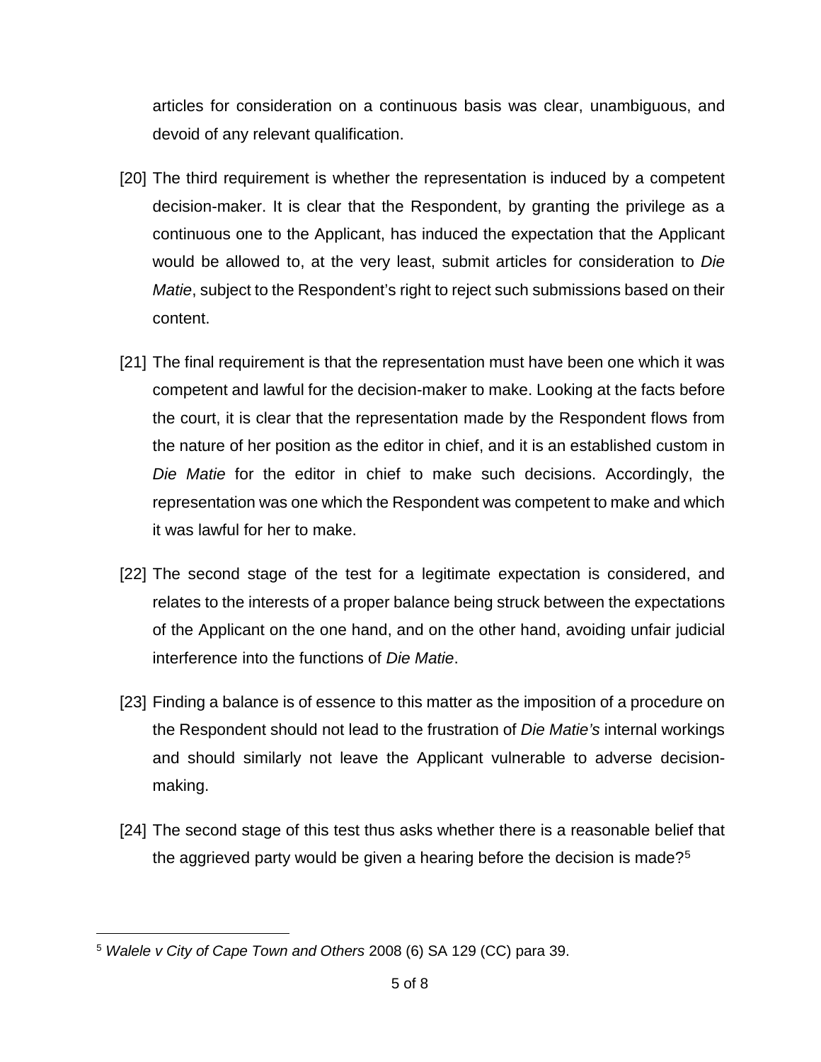articles for consideration on a continuous basis was clear, unambiguous, and devoid of any relevant qualification.

[20] The third requirement is whether the representation is induced by a competent decision-maker. It is clear that the Respondent, by granting the privilege as a continuous one to the Applicant, has induced the expectation that the Applicant would be allowed to, at the very least, submit articles for consideration to *Die Matie*, subject to the Respondent's right to reject such submissions based on their content.

[21] The final requirement is that the representation must have been one which it was competent and lawful for the decision-maker to make. Looking at the facts before the court, it is clear that the representation made by the Respondent flows from the nature of her position as the editor in chief, and it is an established custom in *Die Matie* for the editor in chief to make such decisions. Accordingly, the representation was one which the Respondent was competent to make and which it was lawful for her to make.

[22] The second stage of the test for a legitimate expectation is considered, and relates to the interests of a proper balance being struck between the expectations of the Applicant on the one hand, and on the other hand, avoiding unfair judicial interference into the functions of *Die Matie*.

[23] Finding a balance is of essence to this matter as the imposition of a procedure on the Respondent should not lead to the frustration of *Die Matie's* internal workings and should similarly not leave the Applicant vulnerable to adverse decision-making.

[24] The second stage of this test thus asks whether there is a reasonable belief that the aggrieved party would be given a hearing before the decision is made?[5]

---

[5] *Walele v City of Cape Town and Others* 2008 (6) SA 129 (CC) para 39.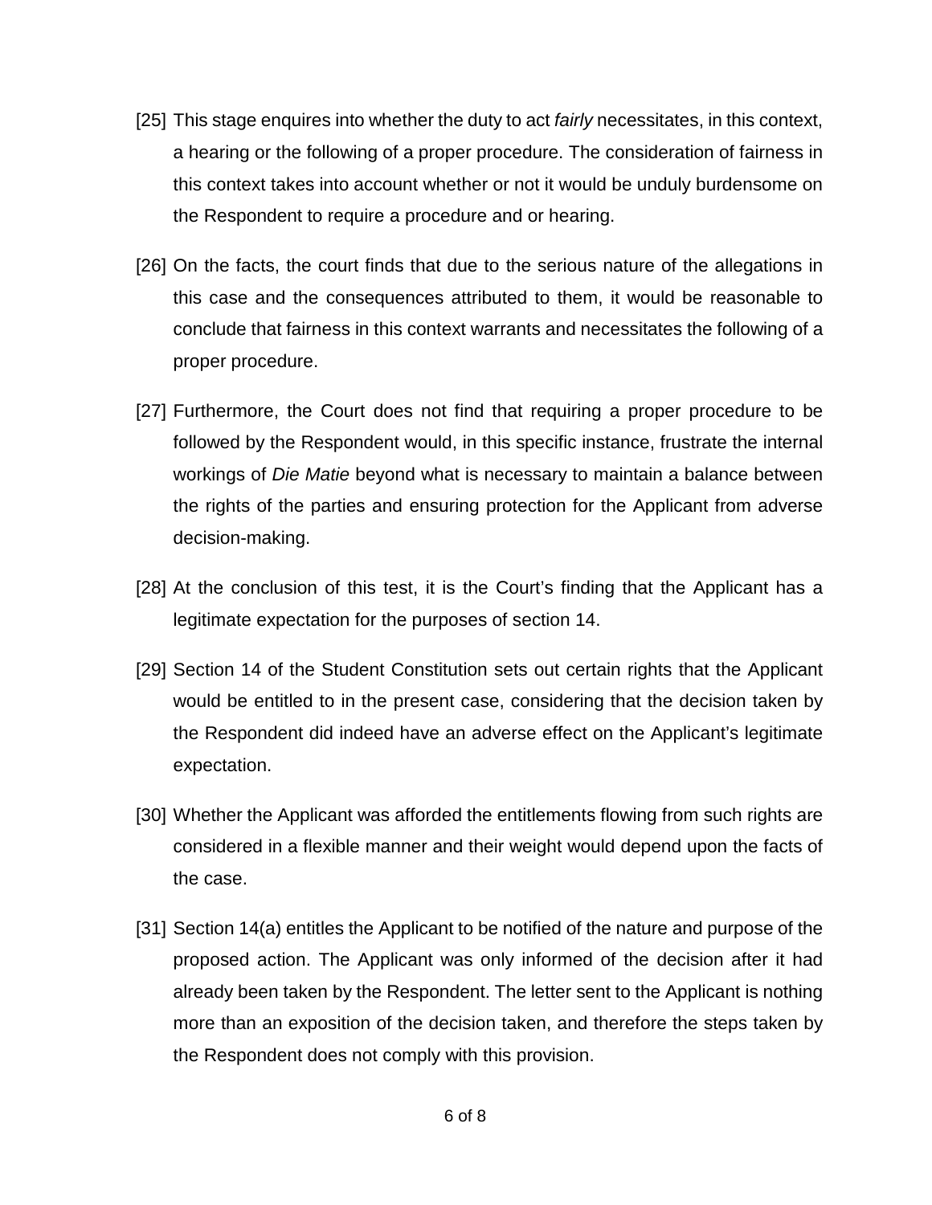[25] This stage enquires into whether the duty to act *fairly* necessitates, in this context, a hearing or the following of a proper procedure. The consideration of fairness in this context takes into account whether or not it would be unduly burdensome on the Respondent to require a procedure and or hearing.

[26] On the facts, the court finds that due to the serious nature of the allegations in this case and the consequences attributed to them, it would be reasonable to conclude that fairness in this context warrants and necessitates the following of a proper procedure.

[27] Furthermore, the Court does not find that requiring a proper procedure to be followed by the Respondent would, in this specific instance, frustrate the internal workings of *Die Matie* beyond what is necessary to maintain a balance between the rights of the parties and ensuring protection for the Applicant from adverse decision-making.

[28] At the conclusion of this test, it is the Court's finding that the Applicant has a legitimate expectation for the purposes of section 14.

[29] Section 14 of the Student Constitution sets out certain rights that the Applicant would be entitled to in the present case, considering that the decision taken by the Respondent did indeed have an adverse effect on the Applicant's legitimate expectation.

[30] Whether the Applicant was afforded the entitlements flowing from such rights are considered in a flexible manner and their weight would depend upon the facts of the case.

[31] Section 14(a) entitles the Applicant to be notified of the nature and purpose of the proposed action. The Applicant was only informed of the decision after it had already been taken by the Respondent. The letter sent to the Applicant is nothing more than an exposition of the decision taken, and therefore the steps taken by the Respondent does not comply with this provision.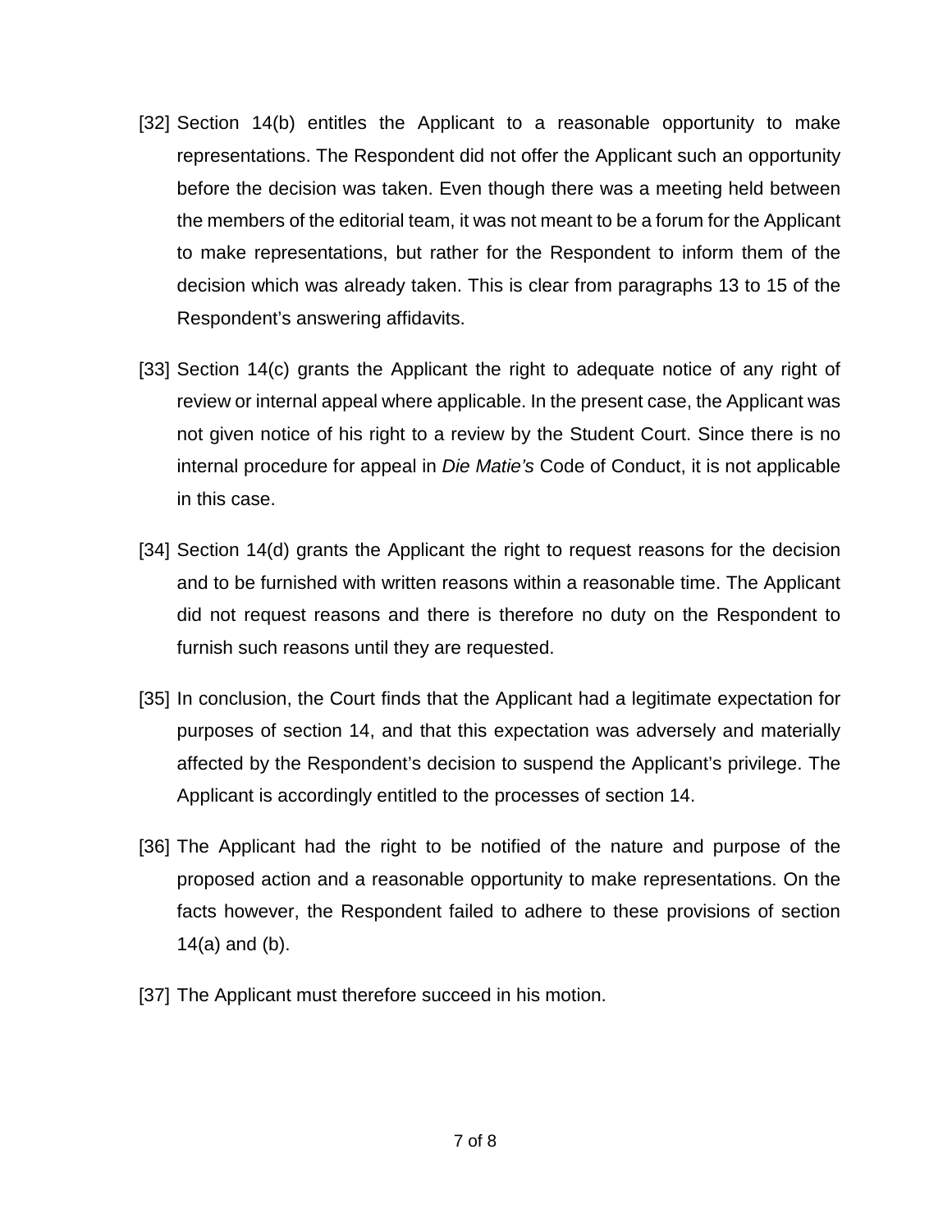[32] Section 14(b) entitles the Applicant to a reasonable opportunity to make representations. The Respondent did not offer the Applicant such an opportunity before the decision was taken. Even though there was a meeting held between the members of the editorial team, it was not meant to be a forum for the Applicant to make representations, but rather for the Respondent to inform them of the decision which was already taken. This is clear from paragraphs 13 to 15 of the Respondent's answering affidavits.

[33] Section 14(c) grants the Applicant the right to adequate notice of any right of review or internal appeal where applicable. In the present case, the Applicant was not given notice of his right to a review by the Student Court. Since there is no internal procedure for appeal in *Die Matie's* Code of Conduct, it is not applicable in this case.

[34] Section 14(d) grants the Applicant the right to request reasons for the decision and to be furnished with written reasons within a reasonable time. The Applicant did not request reasons and there is therefore no duty on the Respondent to furnish such reasons until they are requested.

[35] In conclusion, the Court finds that the Applicant had a legitimate expectation for purposes of section 14, and that this expectation was adversely and materially affected by the Respondent's decision to suspend the Applicant's privilege. The Applicant is accordingly entitled to the processes of section 14.

[36] The Applicant had the right to be notified of the nature and purpose of the proposed action and a reasonable opportunity to make representations. On the facts however, the Respondent failed to adhere to these provisions of section 14(a) and (b).

[37] The Applicant must therefore succeed in his motion.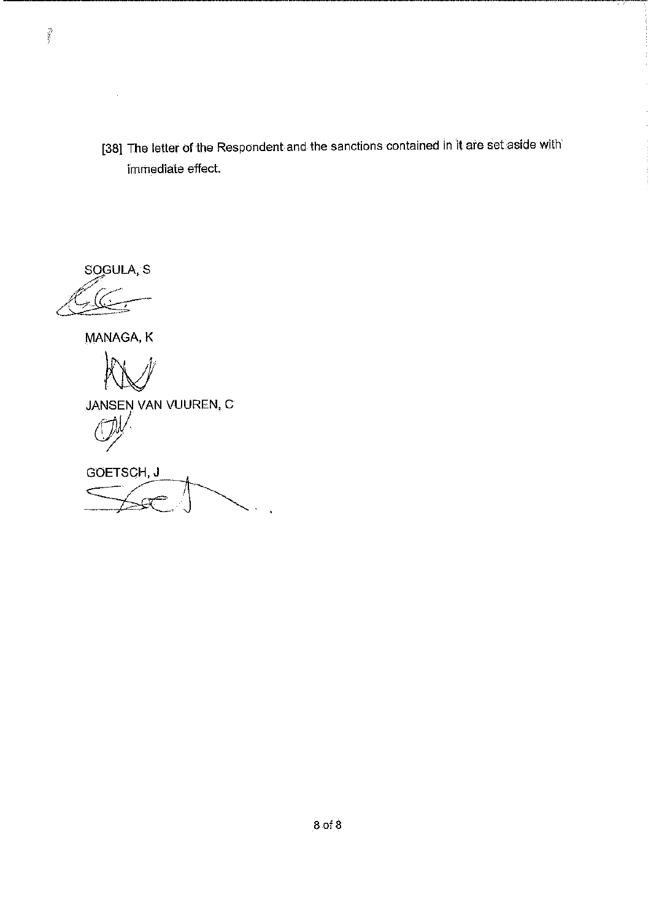[38] The letter of the Respondent and the sanctions contained in it are set aside with immediate effect.

SOGULA, S

MANAGA, K

JANSEN VAN VUUREN, C

GOETSCH, J